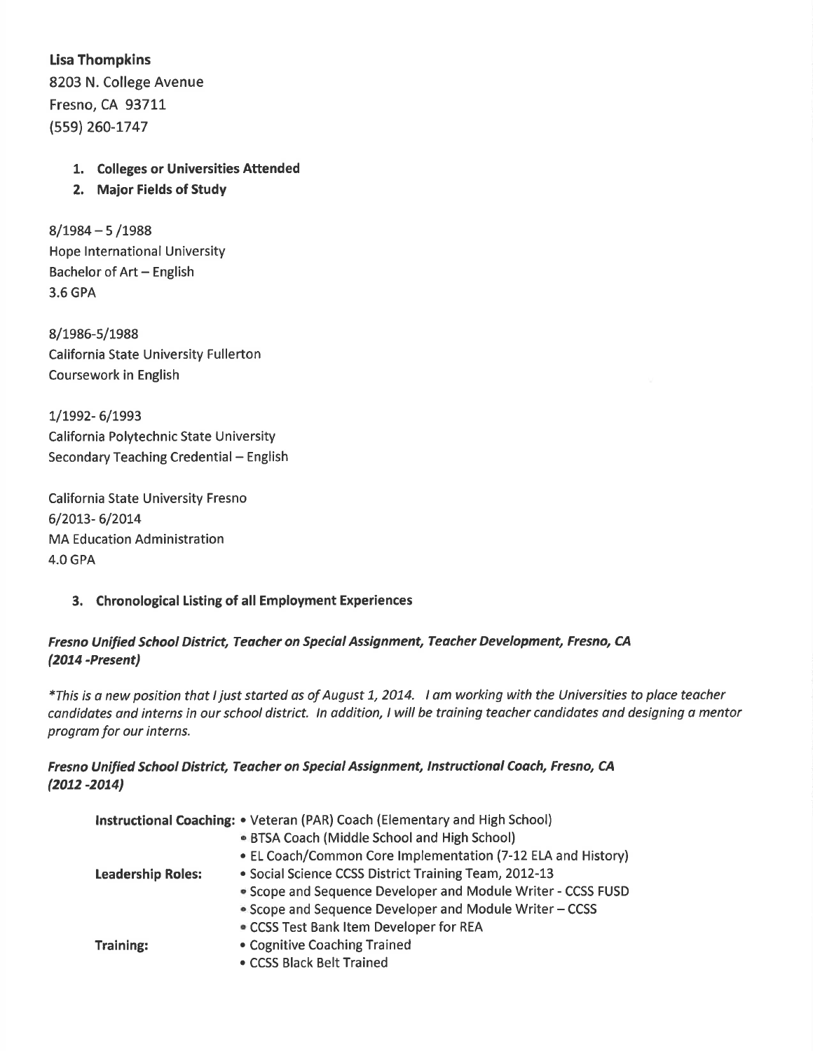**Lisa Thompkins**
8203 N. College Avenue
Fresno, CA 93711
(559) 260-1747

1. **Colleges or Universities Attended**
2. **Major Fields of Study**

8/1984 – 5 /1988
Hope International University
Bachelor of Art – English
3.6 GPA

8/1986-5/1988
California State University Fullerton
Coursework in English

1/1992- 6/1993
California Polytechnic State University
Secondary Teaching Credential – English

California State University Fresno
6/2013- 6/2014
MA Education Administration
4.0 GPA

3. **Chronological Listing of all Employment Experiences**

***Fresno Unified School District, Teacher on Special Assignment, Teacher Development, Fresno, CA (2014 -Present)***

*\*This is a new position that I just started as of August 1, 2014. I am working with the Universities to place teacher candidates and interns in our school district. In addition, I will be training teacher candidates and designing a mentor program for our interns.*

***Fresno Unified School District, Teacher on Special Assignment, Instructional Coach, Fresno, CA (2012 -2014)***

**Instructional Coaching:**
- Veteran (PAR) Coach (Elementary and High School)
- BTSA Coach (Middle School and High School)
- EL Coach/Common Core Implementation (7-12 ELA and History)

**Leadership Roles:**
- Social Science CCSS District Training Team, 2012-13
- Scope and Sequence Developer and Module Writer - CCSS FUSD
- Scope and Sequence Developer and Module Writer – CCSS
- CCSS Test Bank Item Developer for REA

**Training:**
- Cognitive Coaching Trained
- CCSS Black Belt Trained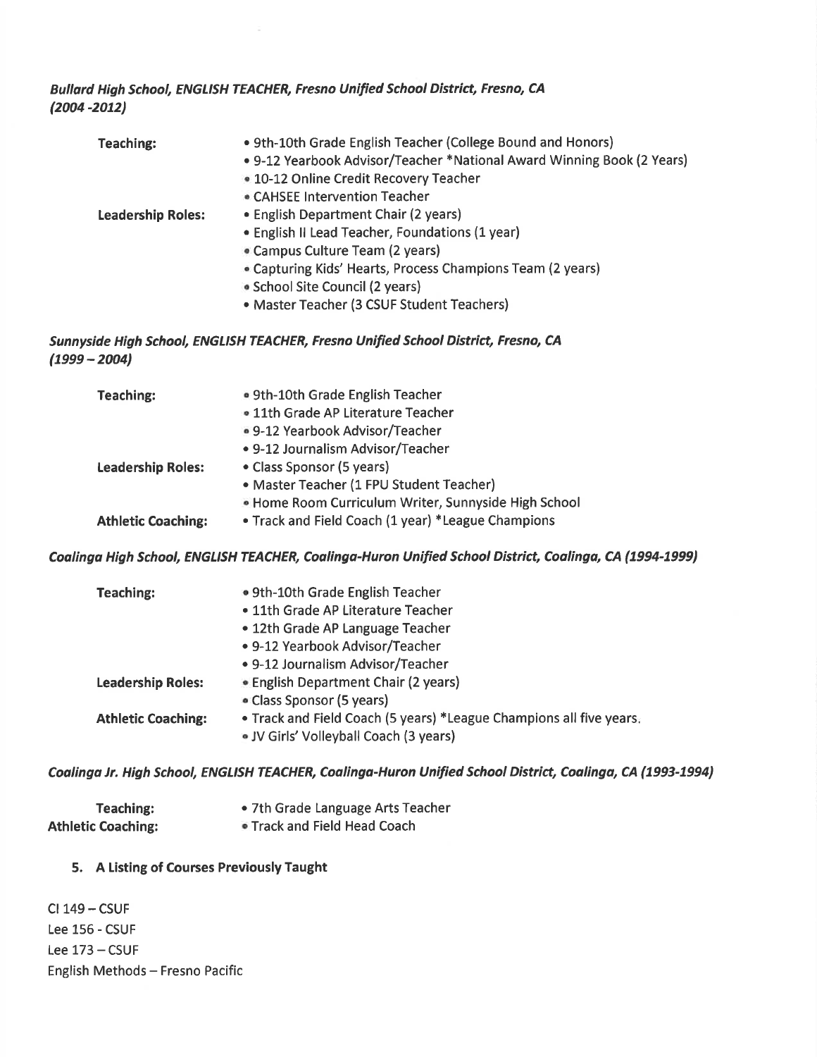***Bullard High School, ENGLISH TEACHER, Fresno Unified School District, Fresno, CA (2004 -2012)***

| | |
|---|---|
| **Teaching:** | • 9th-10th Grade English Teacher (College Bound and Honors)<br>• 9-12 Yearbook Advisor/Teacher *National Award Winning Book (2 Years)<br>• 10-12 Online Credit Recovery Teacher<br>• CAHSEE Intervention Teacher |
| **Leadership Roles:** | • English Department Chair (2 years)<br>• English II Lead Teacher, Foundations (1 year)<br>• Campus Culture Team (2 years)<br>• Capturing Kids' Hearts, Process Champions Team (2 years)<br>• School Site Council (2 years)<br>• Master Teacher (3 CSUF Student Teachers) |

***Sunnyside High School, ENGLISH TEACHER, Fresno Unified School District, Fresno, CA (1999 – 2004)***

| | |
|---|---|
| **Teaching:** | • 9th-10th Grade English Teacher<br>• 11th Grade AP Literature Teacher<br>• 9-12 Yearbook Advisor/Teacher<br>• 9-12 Journalism Advisor/Teacher |
| **Leadership Roles:** | • Class Sponsor (5 years)<br>• Master Teacher (1 FPU Student Teacher)<br>• Home Room Curriculum Writer, Sunnyside High School |
| **Athletic Coaching:** | • Track and Field Coach (1 year) *League Champions |

***Coalinga High School, ENGLISH TEACHER, Coalinga-Huron Unified School District, Coalinga, CA (1994-1999)***

| | |
|---|---|
| **Teaching:** | • 9th-10th Grade English Teacher<br>• 11th Grade AP Literature Teacher<br>• 12th Grade AP Language Teacher<br>• 9-12 Yearbook Advisor/Teacher<br>• 9-12 Journalism Advisor/Teacher |
| **Leadership Roles:** | • English Department Chair (2 years)<br>• Class Sponsor (5 years) |
| **Athletic Coaching:** | • Track and Field Coach (5 years) *League Champions all five years.<br>• JV Girls' Volleyball Coach (3 years) |

***Coalinga Jr. High School, ENGLISH TEACHER, Coalinga-Huron Unified School District, Coalinga, CA (1993-1994)***

| | |
|---|---|
| **Teaching:** | • 7th Grade Language Arts Teacher |
| **Athletic Coaching:** | • Track and Field Head Coach |

**5. A Listing of Courses Previously Taught**

CI 149 – CSUF
Lee 156 - CSUF
Lee 173 – CSUF
English Methods – Fresno Pacific